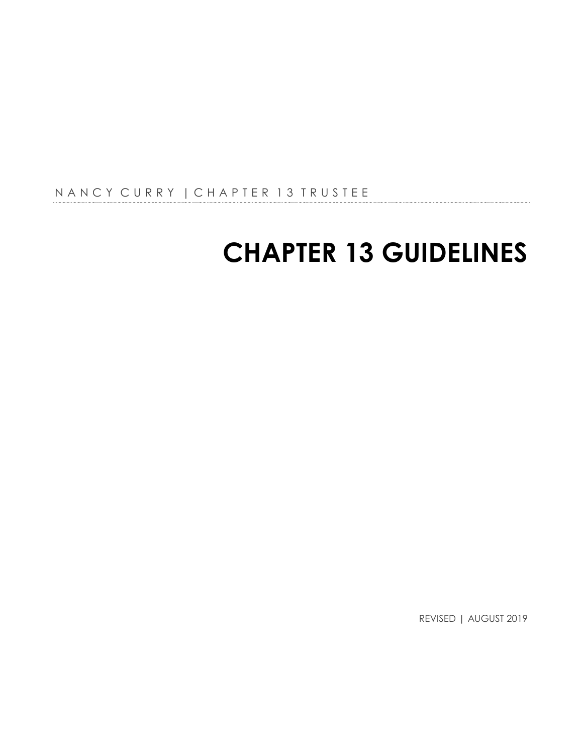NANCY CURRY | CHAPTER 13 TRUSTEE

# CHAPTER 13 GUIDELINES

REVISED | AUGUST 2019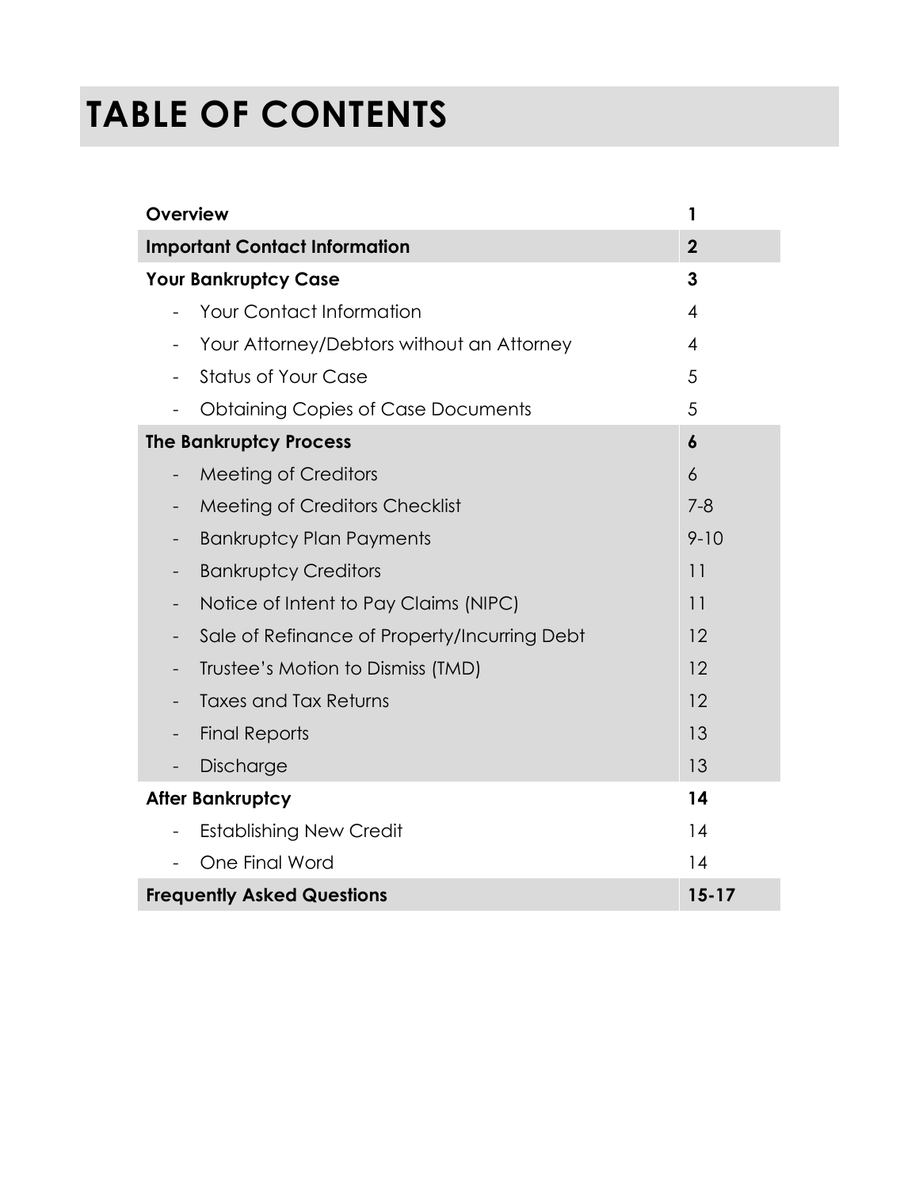# TABLE OF CONTENTS

| | |
|---|---|
| **Overview** | **1** |
| **Important Contact Information** | **2** |
| **Your Bankruptcy Case** | **3** |
| - Your Contact Information | 4 |
| - Your Attorney/Debtors without an Attorney | 4 |
| - Status of Your Case | 5 |
| - Obtaining Copies of Case Documents | 5 |
| **The Bankruptcy Process** | **6** |
| - Meeting of Creditors | 6 |
| - Meeting of Creditors Checklist | 7-8 |
| - Bankruptcy Plan Payments | 9-10 |
| - Bankruptcy Creditors | 11 |
| - Notice of Intent to Pay Claims (NIPC) | 11 |
| - Sale of Refinance of Property/Incurring Debt | 12 |
| - Trustee's Motion to Dismiss (TMD) | 12 |
| - Taxes and Tax Returns | 12 |
| - Final Reports | 13 |
| - Discharge | 13 |
| **After Bankruptcy** | **14** |
| - Establishing New Credit | 14 |
| - One Final Word | 14 |
| **Frequently Asked Questions** | **15-17** |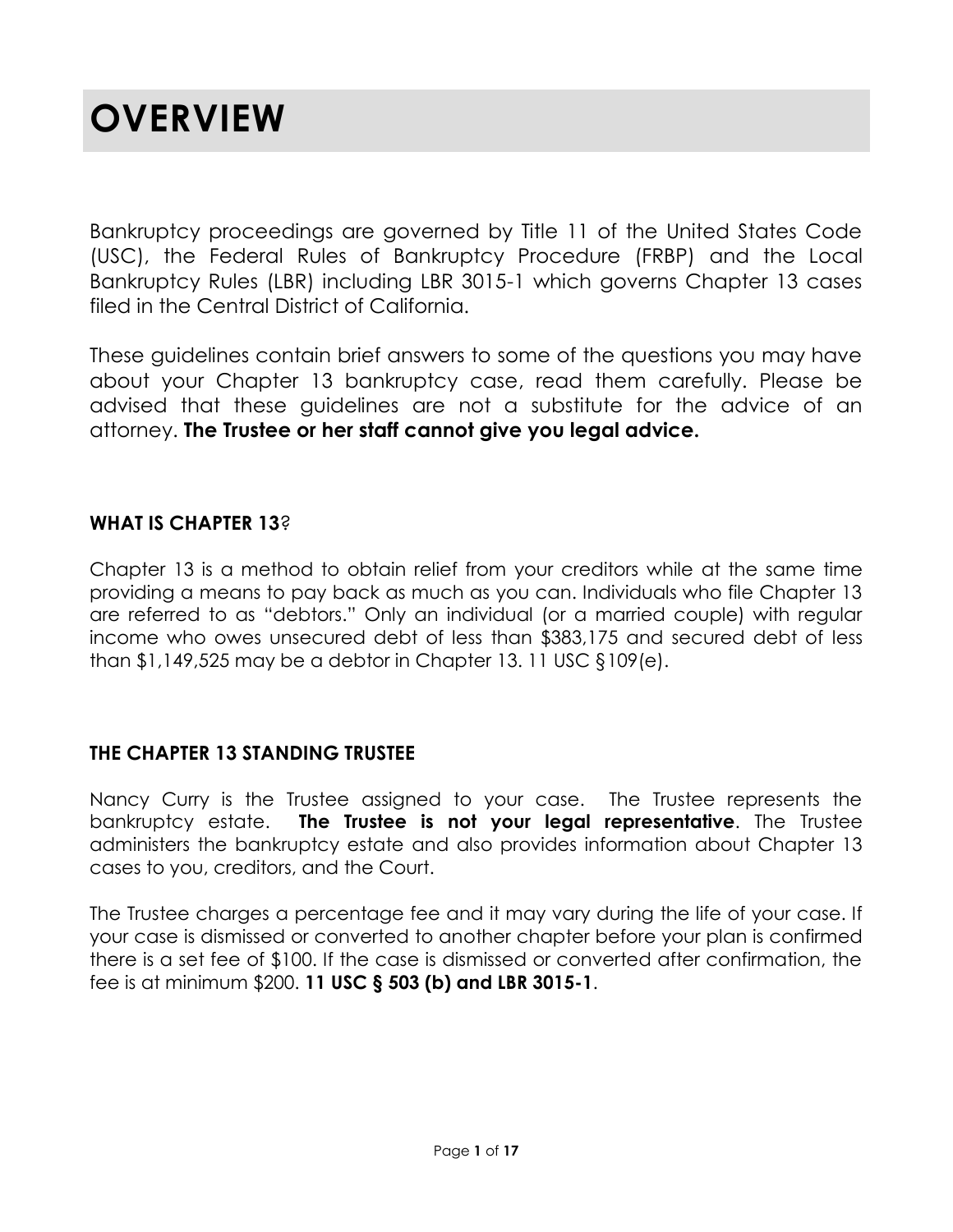# OVERVIEW

Bankruptcy proceedings are governed by Title 11 of the United States Code (USC), the Federal Rules of Bankruptcy Procedure (FRBP) and the Local Bankruptcy Rules (LBR) including LBR 3015-1 which governs Chapter 13 cases filed in the Central District of California.

These guidelines contain brief answers to some of the questions you may have about your Chapter 13 bankruptcy case, read them carefully. Please be advised that these guidelines are not a substitute for the advice of an attorney. **The Trustee or her staff cannot give you legal advice.**

### WHAT IS CHAPTER 13?

Chapter 13 is a method to obtain relief from your creditors while at the same time providing a means to pay back as much as you can. Individuals who file Chapter 13 are referred to as "debtors." Only an individual (or a married couple) with regular income who owes unsecured debt of less than $383,175 and secured debt of less than $1,149,525 may be a debtor in Chapter 13. 11 USC §109(e).

### THE CHAPTER 13 STANDING TRUSTEE

Nancy Curry is the Trustee assigned to your case. The Trustee represents the bankruptcy estate. **The Trustee is not your legal representative**. The Trustee administers the bankruptcy estate and also provides information about Chapter 13 cases to you, creditors, and the Court.

The Trustee charges a percentage fee and it may vary during the life of your case. If your case is dismissed or converted to another chapter before your plan is confirmed there is a set fee of $100. If the case is dismissed or converted after confirmation, the fee is at minimum $200. **11 USC § 503 (b) and LBR 3015-1**.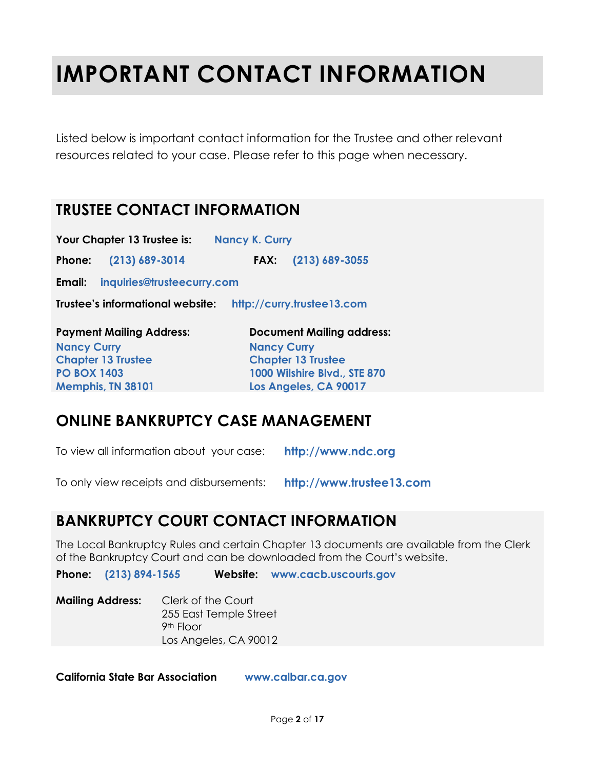# IMPORTANT CONTACT INFORMATION

Listed below is important contact information for the Trustee and other relevant resources related to your case. Please refer to this page when necessary.

## TRUSTEE CONTACT INFORMATION

**Your Chapter 13 Trustee is:** **Nancy K. Curry**

**Phone:** **(213) 689-3014** **FAX:** **(213) 689-3055**

**Email:** **inquiries@trusteecurry.com**

**Trustee's informational website:** **http://curry.trustee13.com**

**Payment Mailing Address:**
**Nancy Curry**
**Chapter 13 Trustee**
**PO BOX 1403**
**Memphis, TN 38101**

**Document Mailing address:**
**Nancy Curry**
**Chapter 13 Trustee**
**1000 Wilshire Blvd., STE 870**
**Los Angeles, CA 90017**

## ONLINE BANKRUPTCY CASE MANAGEMENT

To view all information about your case: **http://www.ndc.org**

To only view receipts and disbursements: **http://www.trustee13.com**

## BANKRUPTCY COURT CONTACT INFORMATION

The Local Bankruptcy Rules and certain Chapter 13 documents are available from the Clerk of the Bankruptcy Court and can be downloaded from the Court's website.

**Phone:** **(213) 894-1565** **Website:** **www.cacb.uscourts.gov**

**Mailing Address:**
Clerk of the Court
255 East Temple Street
9th Floor
Los Angeles, CA 90012

**California State Bar Association** **www.calbar.ca.gov**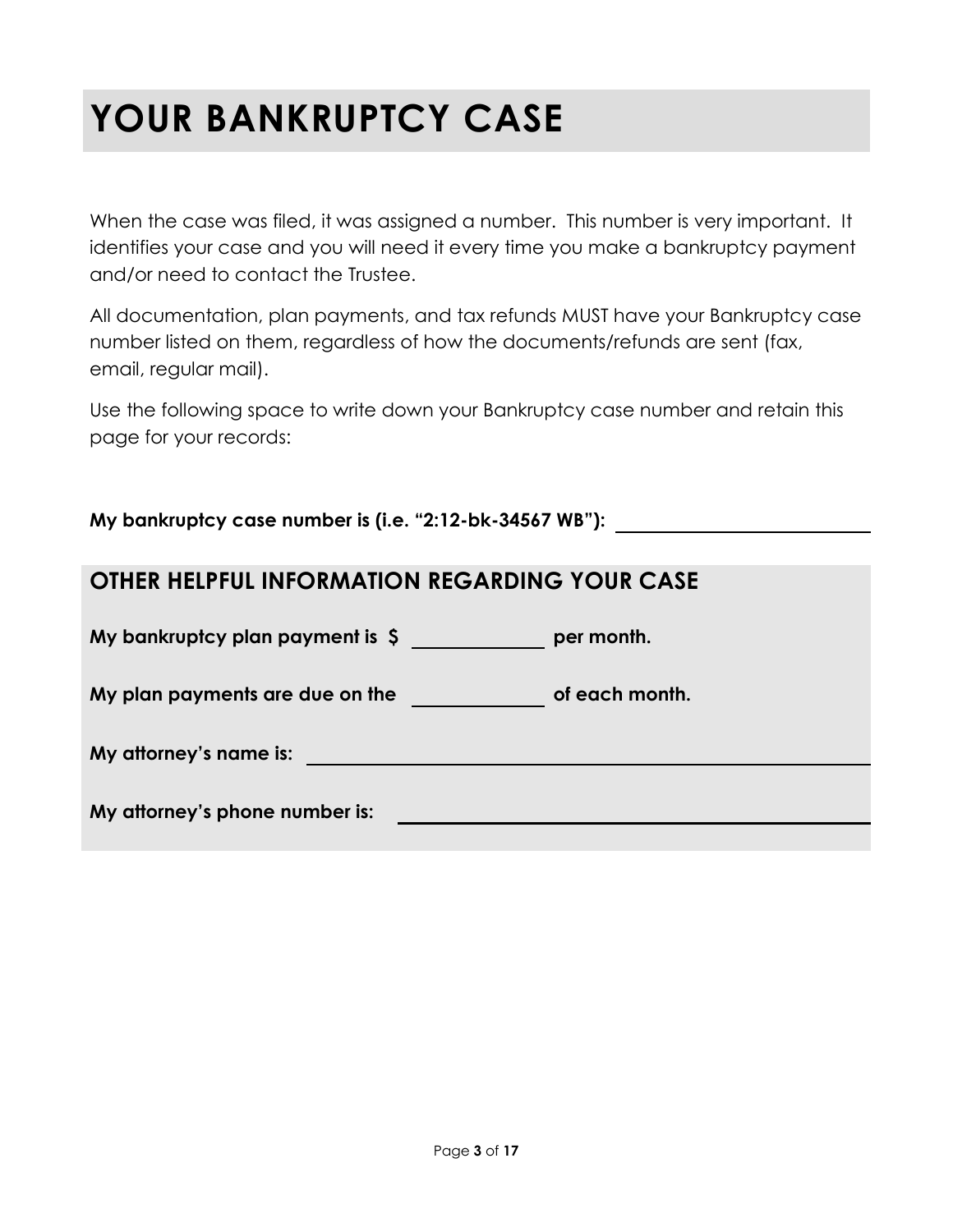# YOUR BANKRUPTCY CASE

When the case was filed, it was assigned a number. This number is very important. It identifies your case and you will need it every time you make a bankruptcy payment and/or need to contact the Trustee.

All documentation, plan payments, and tax refunds MUST have your Bankruptcy case number listed on them, regardless of how the documents/refunds are sent (fax, email, regular mail).

Use the following space to write down your Bankruptcy case number and retain this page for your records:

**My bankruptcy case number is (i.e. "2:12-bk-34567 WB"):** ____________________

## OTHER HELPFUL INFORMATION REGARDING YOUR CASE

**My bankruptcy plan payment is $** ____________ **per month.**

**My plan payments are due on the** ____________ **of each month.**

**My attorney's name is:** ________________________________________

**My attorney's phone number is:** ________________________________________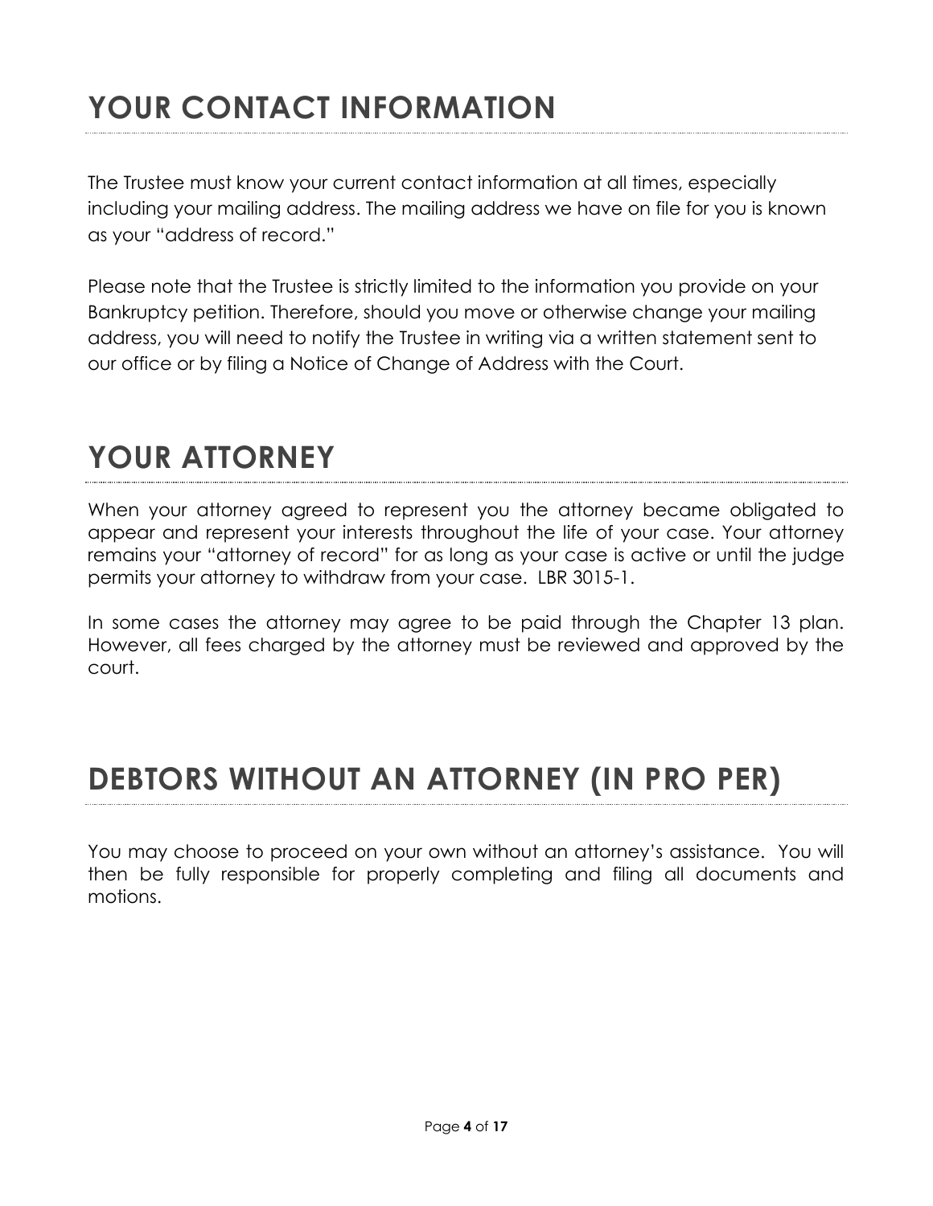# YOUR CONTACT INFORMATION

The Trustee must know your current contact information at all times, especially including your mailing address. The mailing address we have on file for you is known as your "address of record."

Please note that the Trustee is strictly limited to the information you provide on your Bankruptcy petition. Therefore, should you move or otherwise change your mailing address, you will need to notify the Trustee in writing via a written statement sent to our office or by filing a Notice of Change of Address with the Court.

# YOUR ATTORNEY

When your attorney agreed to represent you the attorney became obligated to appear and represent your interests throughout the life of your case. Your attorney remains your "attorney of record" for as long as your case is active or until the judge permits your attorney to withdraw from your case. LBR 3015-1.

In some cases the attorney may agree to be paid through the Chapter 13 plan. However, all fees charged by the attorney must be reviewed and approved by the court.

# DEBTORS WITHOUT AN ATTORNEY (IN PRO PER)

You may choose to proceed on your own without an attorney's assistance. You will then be fully responsible for properly completing and filing all documents and motions.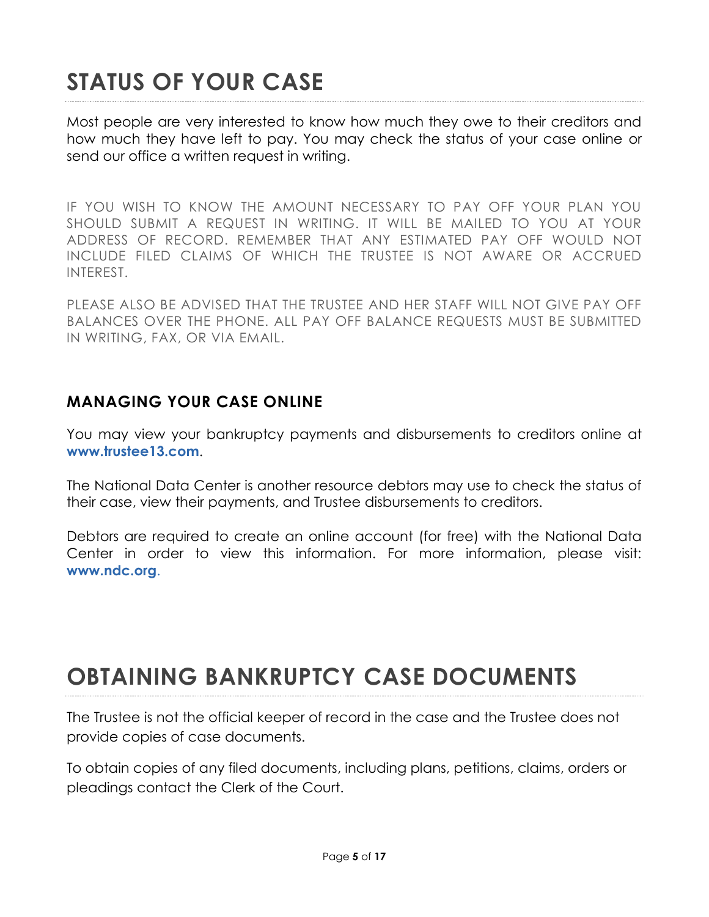# STATUS OF YOUR CASE

Most people are very interested to know how much they owe to their creditors and how much they have left to pay. You may check the status of your case online or send our office a written request in writing.

IF YOU WISH TO KNOW THE AMOUNT NECESSARY TO PAY OFF YOUR PLAN YOU SHOULD SUBMIT A REQUEST IN WRITING. IT WILL BE MAILED TO YOU AT YOUR ADDRESS OF RECORD. REMEMBER THAT ANY ESTIMATED PAY OFF WOULD NOT INCLUDE FILED CLAIMS OF WHICH THE TRUSTEE IS NOT AWARE OR ACCRUED INTEREST.

PLEASE ALSO BE ADVISED THAT THE TRUSTEE AND HER STAFF WILL NOT GIVE PAY OFF BALANCES OVER THE PHONE. ALL PAY OFF BALANCE REQUESTS MUST BE SUBMITTED IN WRITING, FAX, OR VIA EMAIL.

## MANAGING YOUR CASE ONLINE

You may view your bankruptcy payments and disbursements to creditors online at **www.trustee13.com**.

The National Data Center is another resource debtors may use to check the status of their case, view their payments, and Trustee disbursements to creditors.

Debtors are required to create an online account (for free) with the National Data Center in order to view this information. For more information, please visit: **www.ndc.org**.

# OBTAINING BANKRUPTCY CASE DOCUMENTS

The Trustee is not the official keeper of record in the case and the Trustee does not provide copies of case documents.

To obtain copies of any filed documents, including plans, petitions, claims, orders or pleadings contact the Clerk of the Court.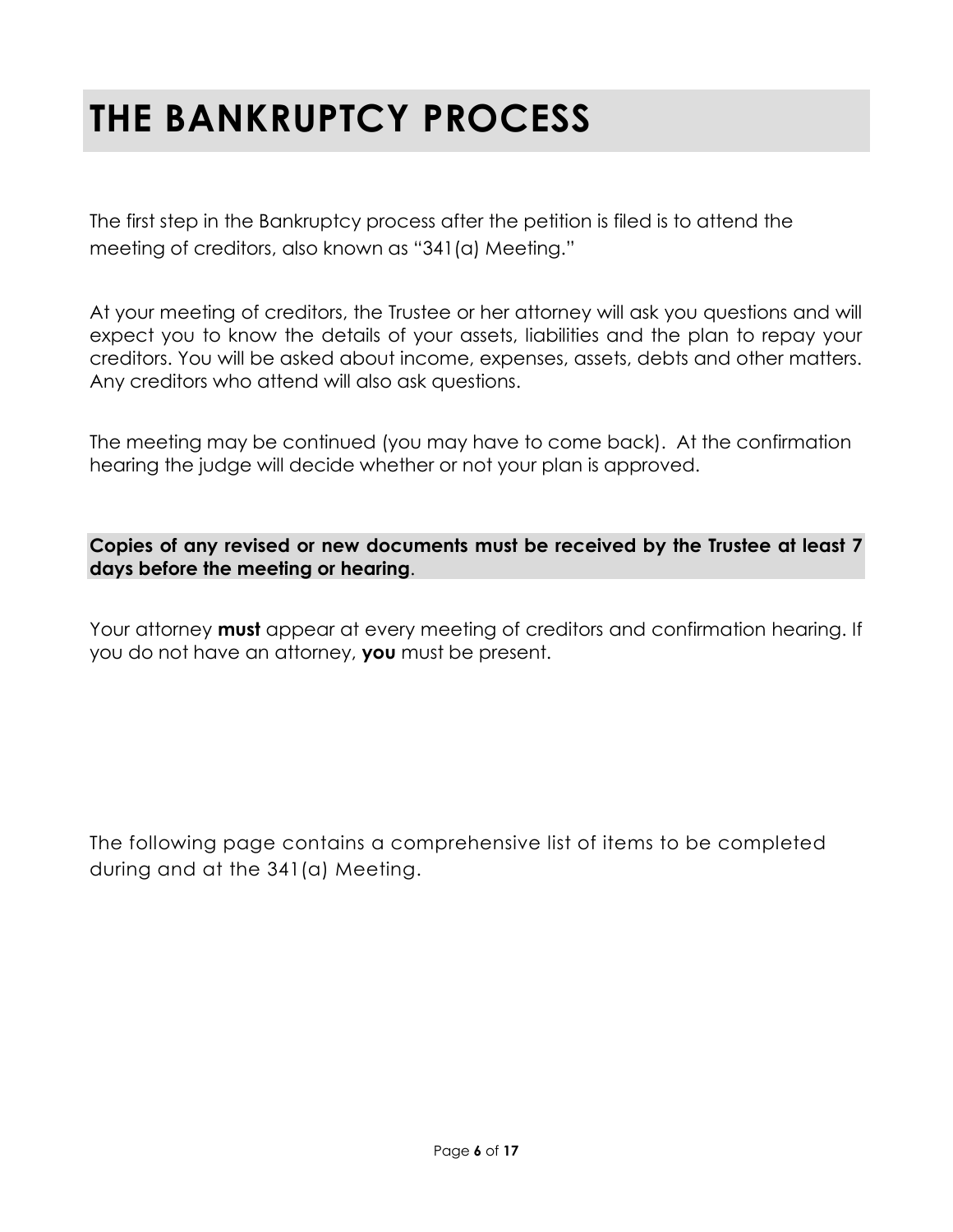# THE BANKRUPTCY PROCESS

The first step in the Bankruptcy process after the petition is filed is to attend the meeting of creditors, also known as "341(a) Meeting."

At your meeting of creditors, the Trustee or her attorney will ask you questions and will expect you to know the details of your assets, liabilities and the plan to repay your creditors. You will be asked about income, expenses, assets, debts and other matters. Any creditors who attend will also ask questions.

The meeting may be continued (you may have to come back). At the confirmation hearing the judge will decide whether or not your plan is approved.

**Copies of any revised or new documents must be received by the Trustee at least 7 days before the meeting or hearing.**

Your attorney **must** appear at every meeting of creditors and confirmation hearing. If you do not have an attorney, **you** must be present.

The following page contains a comprehensive list of items to be completed during and at the 341(a) Meeting.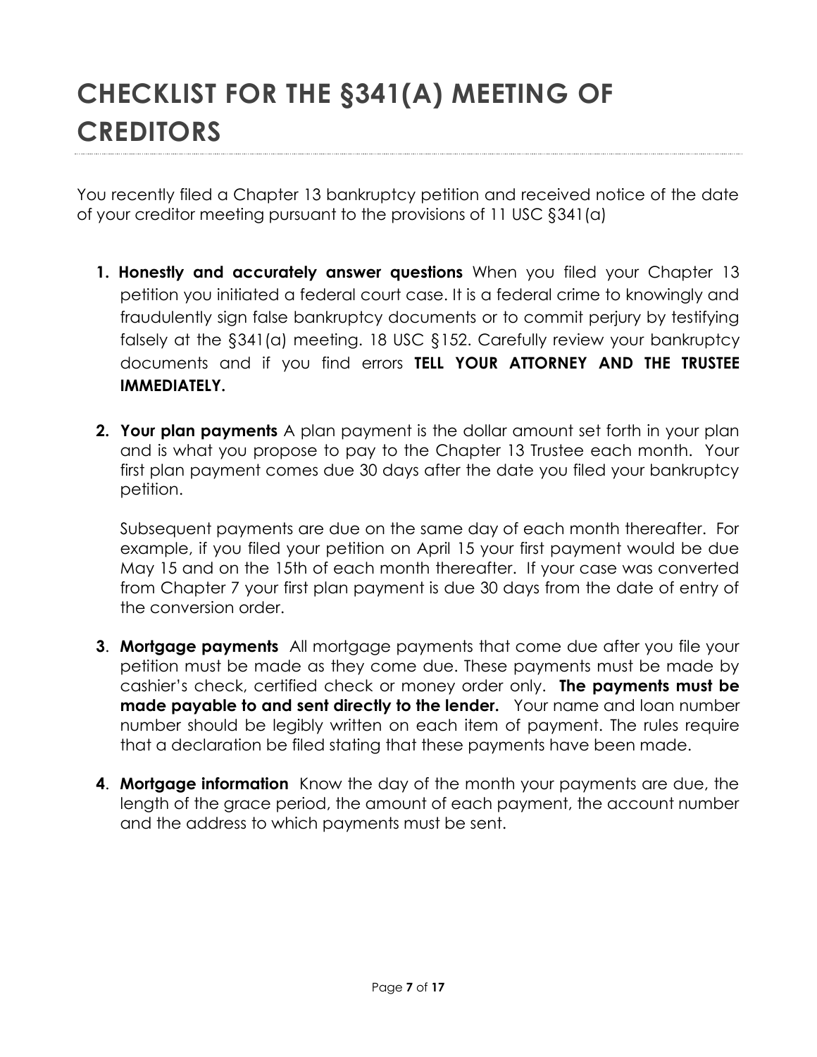# CHECKLIST FOR THE §341(A) MEETING OF CREDITORS

You recently filed a Chapter 13 bankruptcy petition and received notice of the date of your creditor meeting pursuant to the provisions of 11 USC §341(a)

1. **Honestly and accurately answer questions** When you filed your Chapter 13 petition you initiated a federal court case. It is a federal crime to knowingly and fraudulently sign false bankruptcy documents or to commit perjury by testifying falsely at the §341(a) meeting. 18 USC §152. Carefully review your bankruptcy documents and if you find errors **TELL YOUR ATTORNEY AND THE TRUSTEE IMMEDIATELY.**

2. **Your plan payments** A plan payment is the dollar amount set forth in your plan and is what you propose to pay to the Chapter 13 Trustee each month. Your first plan payment comes due 30 days after the date you filed your bankruptcy petition.

   Subsequent payments are due on the same day of each month thereafter. For example, if you filed your petition on April 15 your first payment would be due May 15 and on the 15th of each month thereafter. If your case was converted from Chapter 7 your first plan payment is due 30 days from the date of entry of the conversion order.

3. **Mortgage payments** All mortgage payments that come due after you file your petition must be made as they come due. These payments must be made by cashier's check, certified check or money order only. **The payments must be made payable to and sent directly to the lender.** Your name and loan number number should be legibly written on each item of payment. The rules require that a declaration be filed stating that these payments have been made.

4. **Mortgage information** Know the day of the month your payments are due, the length of the grace period, the amount of each payment, the account number and the address to which payments must be sent.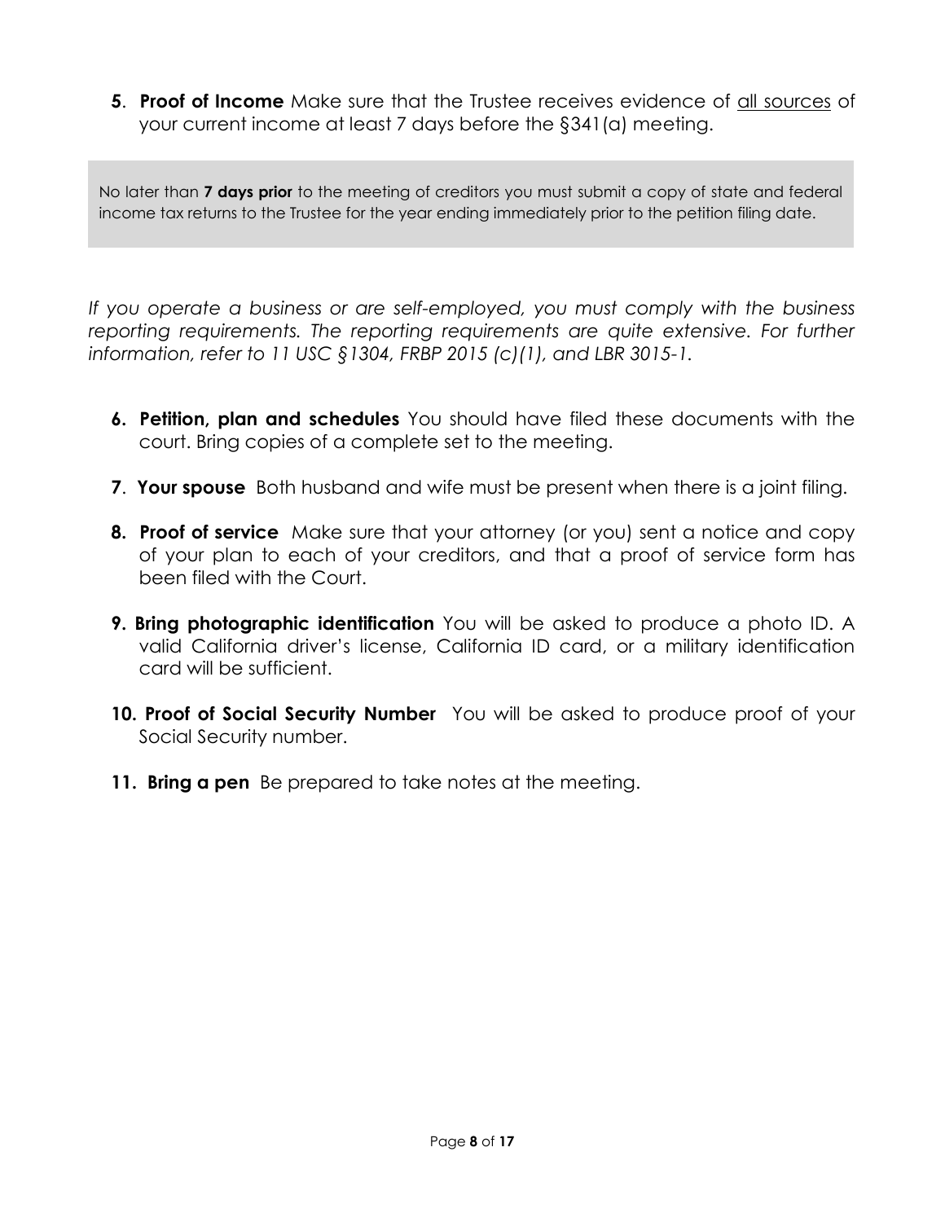**5**. **Proof of Income** Make sure that the Trustee receives evidence of <u>all sources</u> of your current income at least 7 days before the §341(a) meeting.

> No later than **7 days prior** to the meeting of creditors you must submit a copy of state and federal income tax returns to the Trustee for the year ending immediately prior to the petition filing date.

*If you operate a business or are self-employed, you must comply with the business reporting requirements. The reporting requirements are quite extensive. For further information, refer to 11 USC §1304, FRBP 2015 (c)(1), and LBR 3015-1.*

**6. Petition, plan and schedules** You should have filed these documents with the court. Bring copies of a complete set to the meeting.

**7**. **Your spouse** Both husband and wife must be present when there is a joint filing.

**8. Proof of service** Make sure that your attorney (or you) sent a notice and copy of your plan to each of your creditors, and that a proof of service form has been filed with the Court.

**9. Bring photographic identification** You will be asked to produce a photo ID. A valid California driver's license, California ID card, or a military identification card will be sufficient.

**10. Proof of Social Security Number** You will be asked to produce proof of your Social Security number.

**11. Bring a pen** Be prepared to take notes at the meeting.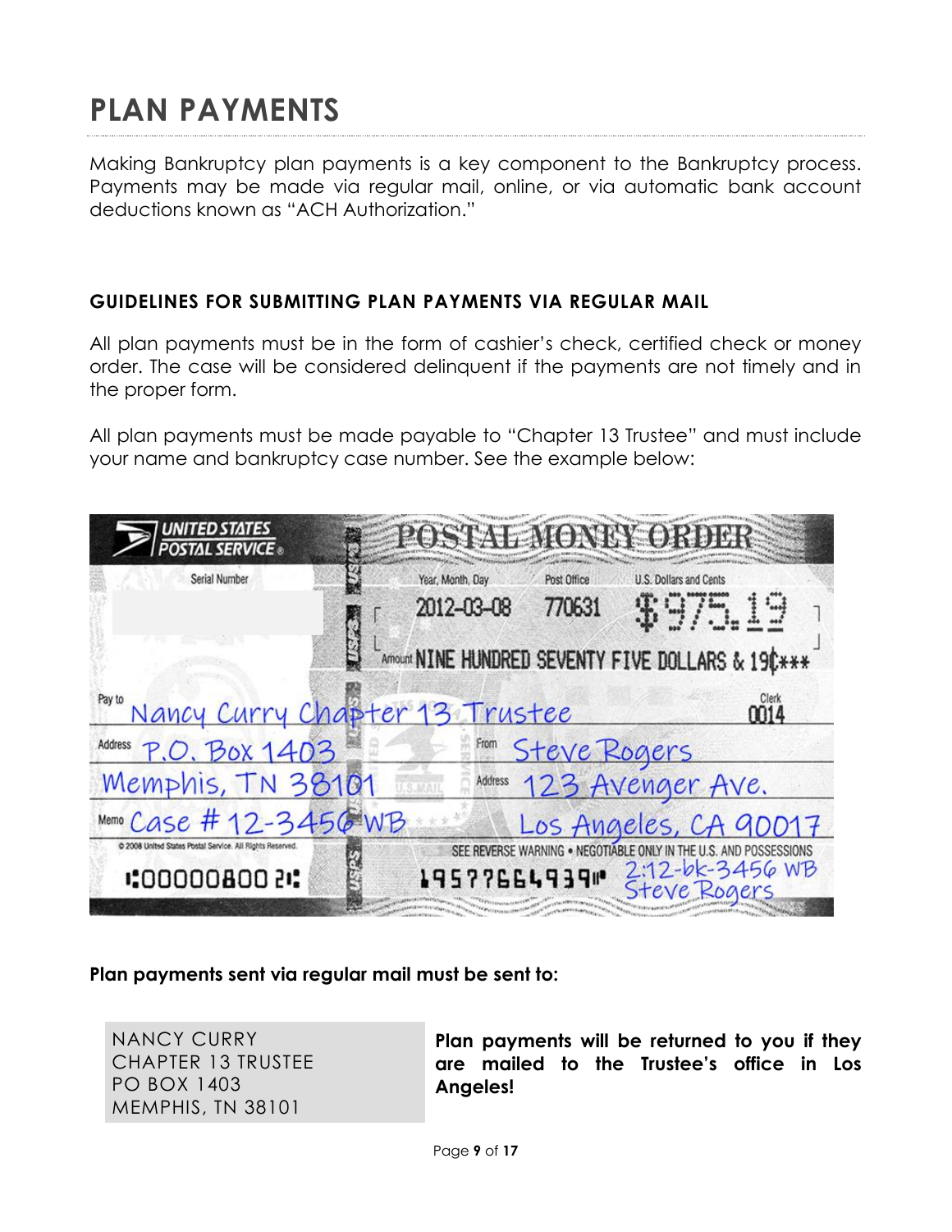# PLAN PAYMENTS

Making Bankruptcy plan payments is a key component to the Bankruptcy process. Payments may be made via regular mail, online, or via automatic bank account deductions known as "ACH Authorization."

### GUIDELINES FOR SUBMITTING PLAN PAYMENTS VIA REGULAR MAIL

All plan payments must be in the form of cashier's check, certified check or money order. The case will be considered delinquent if the payments are not timely and in the proper form.

All plan payments must be made payable to "Chapter 13 Trustee" and must include your name and bankruptcy case number. See the example below:

UNITED STATES POSTAL SERVICE® — POSTAL MONEY ORDER

Serial Number

Year, Month, Day: 2012-03-08 | Post Office: 770631 | U.S. Dollars and Cents: $975.19

Amount: NINE HUNDRED SEVENTY FIVE DOLLARS & 19¢***

Pay to: Nancy Curry Chapter 13 Trustee | Clerk: 0014

Address: P.O. Box 1403, Memphis, TN 38101

From: Steve Rogers

Address: 123 Avenger Ave., Los Angeles, CA 90017

Memo: Case # 12-3456 WB

© 2008 United States Postal Service. All Rights Reserved.

SEE REVERSE WARNING • NEGOTIABLE ONLY IN THE U.S. AND POSSESSIONS

⑆00000800 2⑆ 19577664939⑈ 2:12-bk-3456 WB Steve Rogers

**Plan payments sent via regular mail must be sent to:**

NANCY CURRY
CHAPTER 13 TRUSTEE
PO BOX 1403
MEMPHIS, TN 38101

**Plan payments will be returned to you if they are mailed to the Trustee's office in Los Angeles!**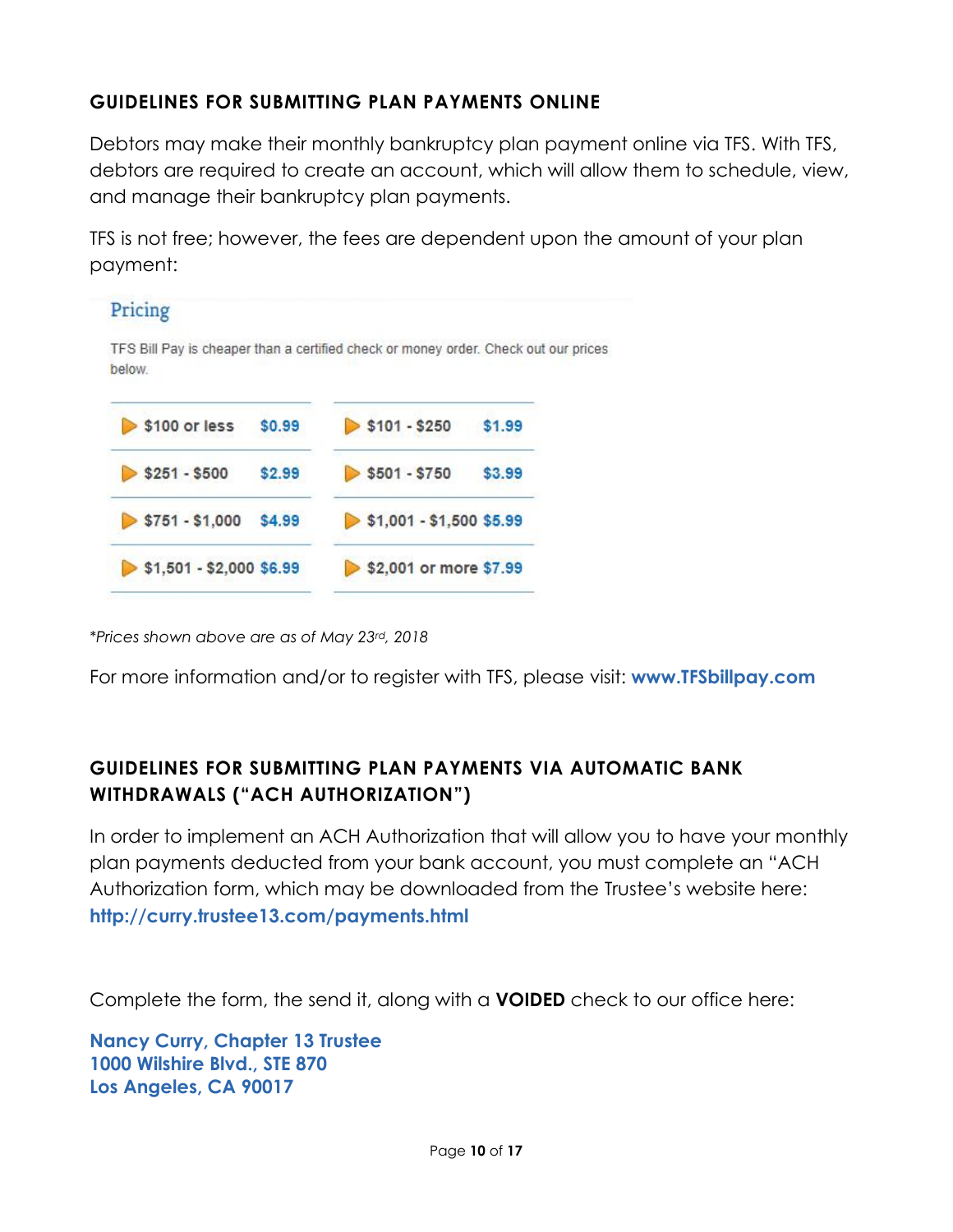## GUIDELINES FOR SUBMITTING PLAN PAYMENTS ONLINE

Debtors may make their monthly bankruptcy plan payment online via TFS. With TFS, debtors are required to create an account, which will allow them to schedule, view, and manage their bankruptcy plan payments.

TFS is not free; however, the fees are dependent upon the amount of your plan payment:

### Pricing

TFS Bill Pay is cheaper than a certified check or money order. Check out our prices below.

| Amount | Fee | Amount | Fee |
|---|---|---|---|
| $100 or less | $0.99 | $101 - $250 | $1.99 |
| $251 - $500 | $2.99 | $501 - $750 | $3.99 |
| $751 - $1,000 | $4.99 | $1,001 - $1,500 | $5.99 |
| $1,501 - $2,000 | $6.99 | $2,001 or more | $7.99 |

*\*Prices shown above are as of May 23rd, 2018*

For more information and/or to register with TFS, please visit: **www.TFSbillpay.com**

## GUIDELINES FOR SUBMITTING PLAN PAYMENTS VIA AUTOMATIC BANK WITHDRAWALS ("ACH AUTHORIZATION")

In order to implement an ACH Authorization that will allow you to have your monthly plan payments deducted from your bank account, you must complete an "ACH Authorization form, which may be downloaded from the Trustee's website here: **http://curry.trustee13.com/payments.html**

Complete the form, the send it, along with a **VOIDED** check to our office here:

**Nancy Curry, Chapter 13 Trustee**
**1000 Wilshire Blvd., STE 870**
**Los Angeles, CA 90017**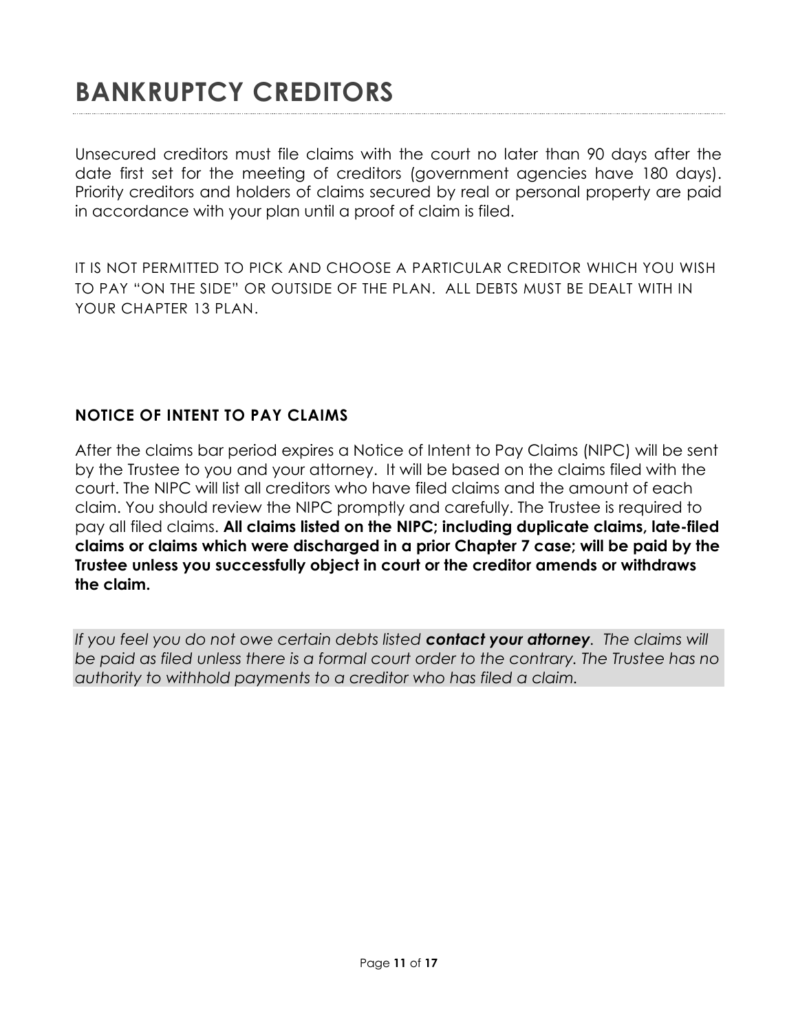# BANKRUPTCY CREDITORS

Unsecured creditors must file claims with the court no later than 90 days after the date first set for the meeting of creditors (government agencies have 180 days). Priority creditors and holders of claims secured by real or personal property are paid in accordance with your plan until a proof of claim is filed.

IT IS NOT PERMITTED TO PICK AND CHOOSE A PARTICULAR CREDITOR WHICH YOU WISH TO PAY "ON THE SIDE" OR OUTSIDE OF THE PLAN. ALL DEBTS MUST BE DEALT WITH IN YOUR CHAPTER 13 PLAN.

### NOTICE OF INTENT TO PAY CLAIMS

After the claims bar period expires a Notice of Intent to Pay Claims (NIPC) will be sent by the Trustee to you and your attorney. It will be based on the claims filed with the court. The NIPC will list all creditors who have filed claims and the amount of each claim. You should review the NIPC promptly and carefully. The Trustee is required to pay all filed claims. **All claims listed on the NIPC; including duplicate claims, late-filed claims or claims which were discharged in a prior Chapter 7 case; will be paid by the Trustee unless you successfully object in court or the creditor amends or withdraws the claim.**

*If you feel you do not owe certain debts listed* ***contact your attorney****. The claims will be paid as filed unless there is a formal court order to the contrary. The Trustee has no authority to withhold payments to a creditor who has filed a claim.*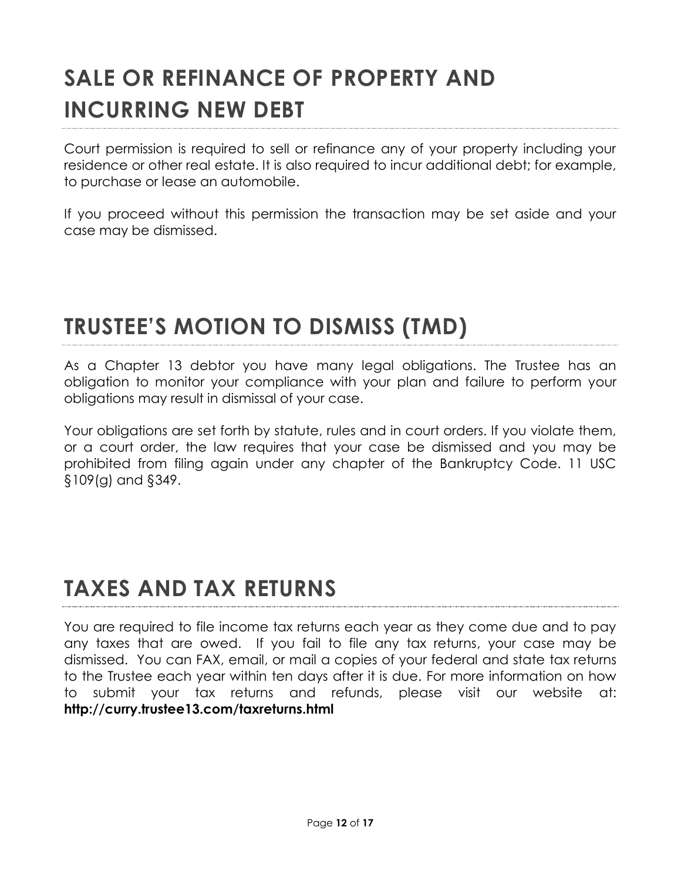# SALE OR REFINANCE OF PROPERTY AND INCURRING NEW DEBT

Court permission is required to sell or refinance any of your property including your residence or other real estate. It is also required to incur additional debt; for example, to purchase or lease an automobile.

If you proceed without this permission the transaction may be set aside and your case may be dismissed.

# TRUSTEE'S MOTION TO DISMISS (TMD)

As a Chapter 13 debtor you have many legal obligations. The Trustee has an obligation to monitor your compliance with your plan and failure to perform your obligations may result in dismissal of your case.

Your obligations are set forth by statute, rules and in court orders. If you violate them, or a court order, the law requires that your case be dismissed and you may be prohibited from filing again under any chapter of the Bankruptcy Code. 11 USC §109(g) and §349.

# TAXES AND TAX RETURNS

You are required to file income tax returns each year as they come due and to pay any taxes that are owed. If you fail to file any tax returns, your case may be dismissed. You can FAX, email, or mail a copies of your federal and state tax returns to the Trustee each year within ten days after it is due. For more information on how to submit your tax returns and refunds, please visit our website at: **http://curry.trustee13.com/taxreturns.html**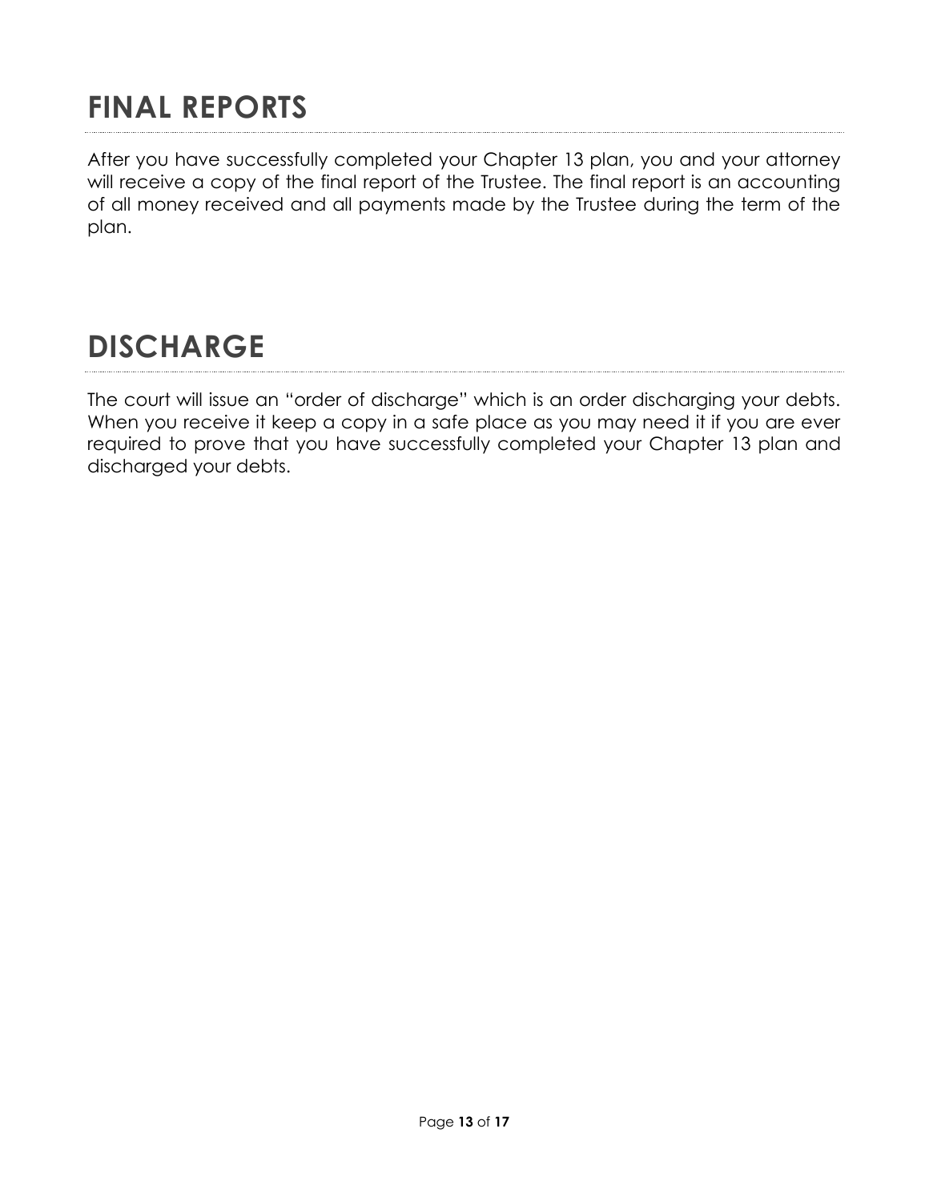# FINAL REPORTS

After you have successfully completed your Chapter 13 plan, you and your attorney will receive a copy of the final report of the Trustee. The final report is an accounting of all money received and all payments made by the Trustee during the term of the plan.

# DISCHARGE

The court will issue an "order of discharge" which is an order discharging your debts. When you receive it keep a copy in a safe place as you may need it if you are ever required to prove that you have successfully completed your Chapter 13 plan and discharged your debts.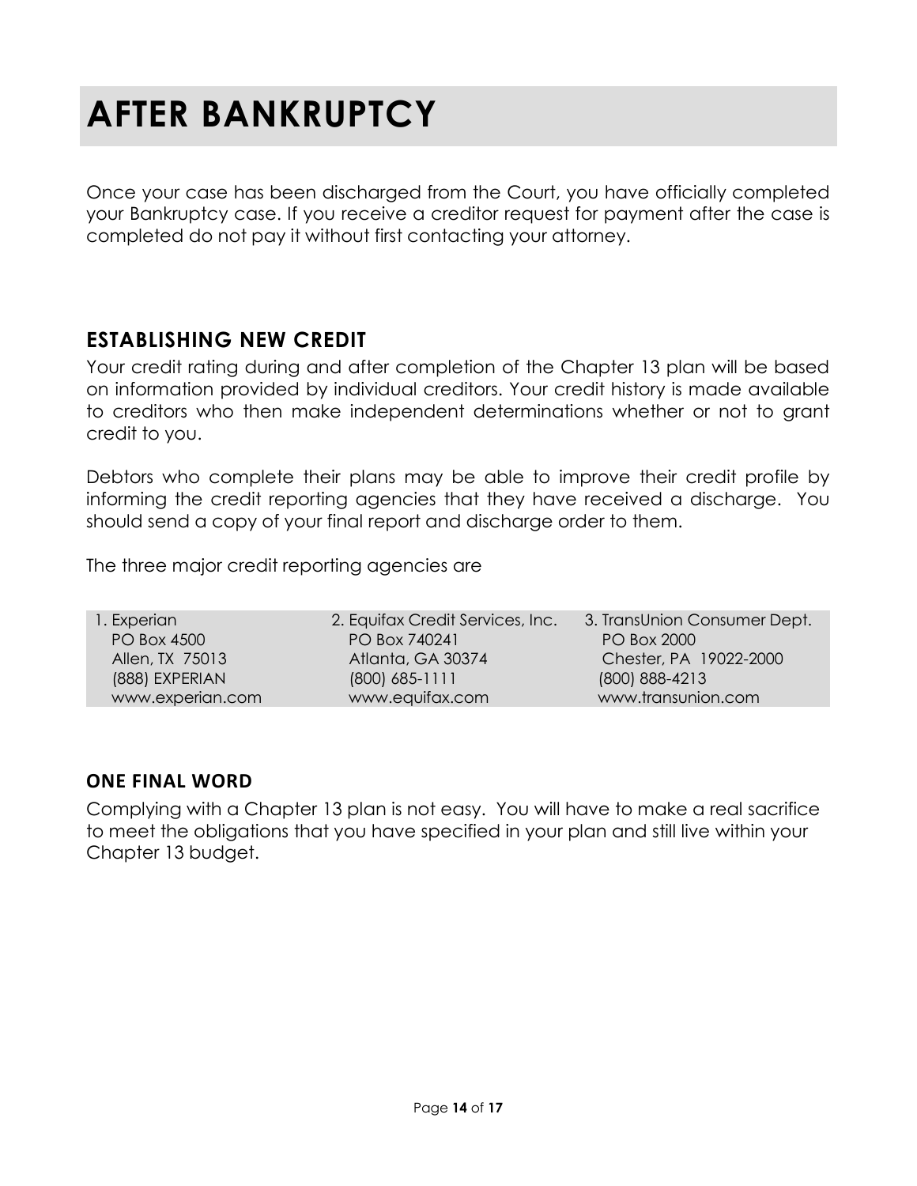# AFTER BANKRUPTCY

Once your case has been discharged from the Court, you have officially completed your Bankruptcy case. If you receive a creditor request for payment after the case is completed do not pay it without first contacting your attorney.

## ESTABLISHING NEW CREDIT

Your credit rating during and after completion of the Chapter 13 plan will be based on information provided by individual creditors. Your credit history is made available to creditors who then make independent determinations whether or not to grant credit to you.

Debtors who complete their plans may be able to improve their credit profile by informing the credit reporting agencies that they have received a discharge. You should send a copy of your final report and discharge order to them.

The three major credit reporting agencies are

| 1. Experian | 2. Equifax Credit Services, Inc. | 3. TransUnion Consumer Dept. |
|---|---|---|
| PO Box 4500 | PO Box 740241 | PO Box 2000 |
| Allen, TX 75013 | Atlanta, GA 30374 | Chester, PA 19022-2000 |
| (888) EXPERIAN | (800) 685-1111 | (800) 888-4213 |
| www.experian.com | www.equifax.com | www.transunion.com |

### ONE FINAL WORD

Complying with a Chapter 13 plan is not easy. You will have to make a real sacrifice to meet the obligations that you have specified in your plan and still live within your Chapter 13 budget.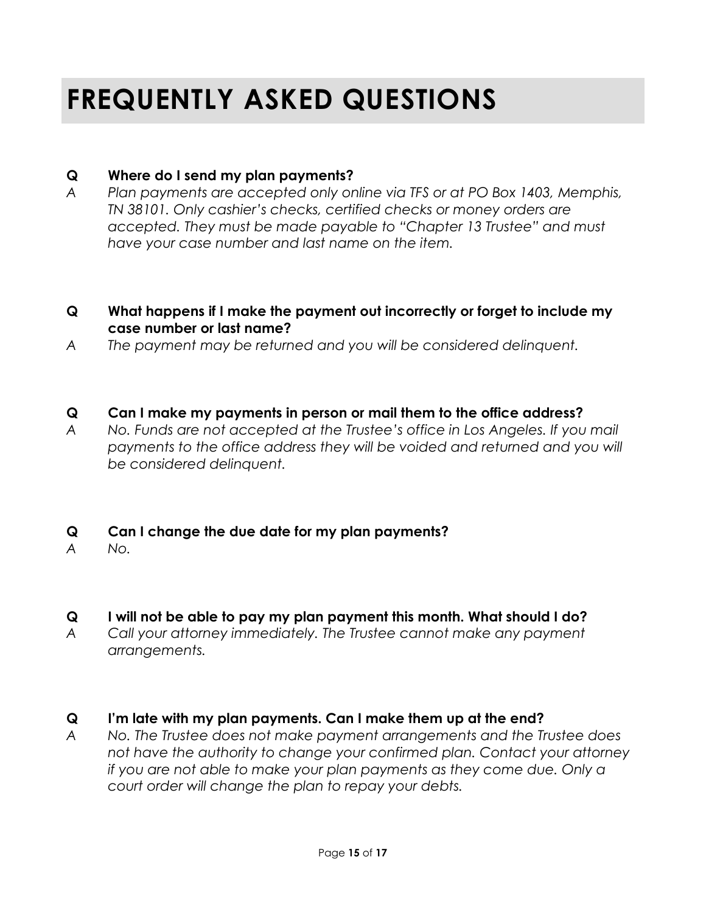# FREQUENTLY ASKED QUESTIONS

**Q Where do I send my plan payments?**

*A Plan payments are accepted only online via TFS or at PO Box 1403, Memphis, TN 38101. Only cashier's checks, certified checks or money orders are accepted. They must be made payable to "Chapter 13 Trustee" and must have your case number and last name on the item.*

**Q What happens if I make the payment out incorrectly or forget to include my case number or last name?**

*A The payment may be returned and you will be considered delinquent.*

**Q Can I make my payments in person or mail them to the office address?**

*A No. Funds are not accepted at the Trustee's office in Los Angeles. If you mail payments to the office address they will be voided and returned and you will be considered delinquent.*

**Q Can I change the due date for my plan payments?**

*A No.*

**Q I will not be able to pay my plan payment this month. What should I do?**

*A Call your attorney immediately. The Trustee cannot make any payment arrangements.*

**Q I'm late with my plan payments. Can I make them up at the end?**

*A No. The Trustee does not make payment arrangements and the Trustee does not have the authority to change your confirmed plan. Contact your attorney if you are not able to make your plan payments as they come due. Only a court order will change the plan to repay your debts.*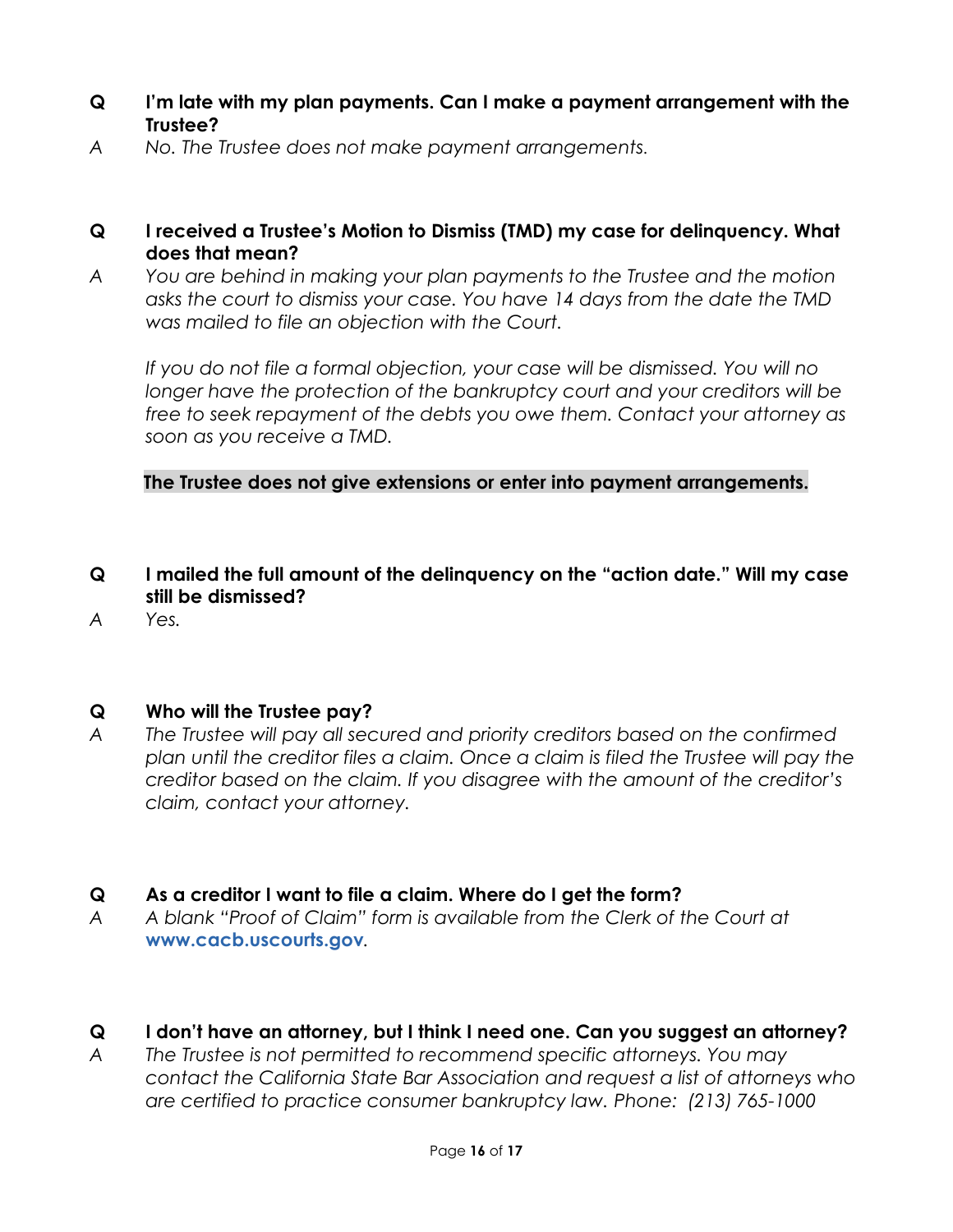**Q I'm late with my plan payments. Can I make a payment arrangement with the Trustee?**

*A No. The Trustee does not make payment arrangements.*

**Q I received a Trustee's Motion to Dismiss (TMD) my case for delinquency. What does that mean?**

*A You are behind in making your plan payments to the Trustee and the motion asks the court to dismiss your case. You have 14 days from the date the TMD was mailed to file an objection with the Court.*

*If you do not file a formal objection, your case will be dismissed. You will no longer have the protection of the bankruptcy court and your creditors will be free to seek repayment of the debts you owe them. Contact your attorney as soon as you receive a TMD.*

**The Trustee does not give extensions or enter into payment arrangements.**

**Q I mailed the full amount of the delinquency on the "action date." Will my case still be dismissed?**

*A Yes.*

**Q Who will the Trustee pay?**

*A The Trustee will pay all secured and priority creditors based on the confirmed plan until the creditor files a claim. Once a claim is filed the Trustee will pay the creditor based on the claim. If you disagree with the amount of the creditor's claim, contact your attorney.*

**Q As a creditor I want to file a claim. Where do I get the form?**

*A A blank "Proof of Claim" form is available from the Clerk of the Court at* **www.cacb.uscourts.gov***.*

**Q I don't have an attorney, but I think I need one. Can you suggest an attorney?**

*A The Trustee is not permitted to recommend specific attorneys. You may contact the California State Bar Association and request a list of attorneys who are certified to practice consumer bankruptcy law. Phone: (213) 765-1000*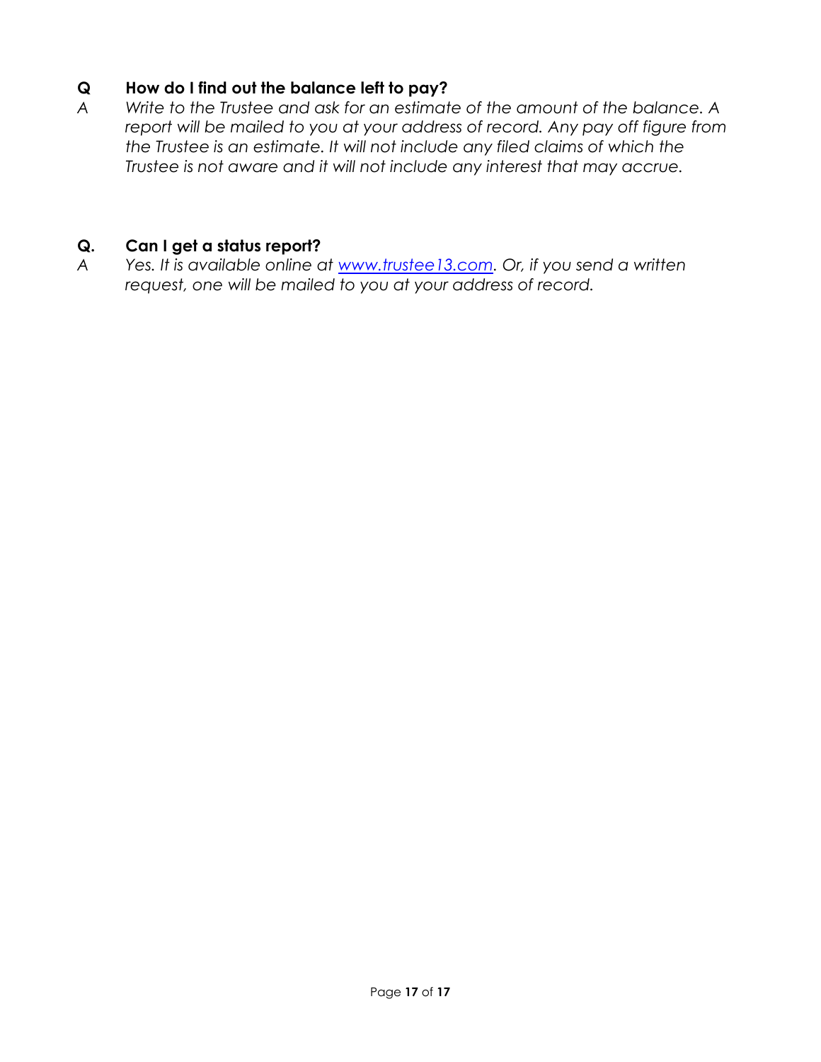**Q How do I find out the balance left to pay?**

*A Write to the Trustee and ask for an estimate of the amount of the balance. A report will be mailed to you at your address of record. Any pay off figure from the Trustee is an estimate. It will not include any filed claims of which the Trustee is not aware and it will not include any interest that may accrue.*

**Q. Can I get a status report?**

*A Yes. It is available online at [www.trustee13.com](http://www.trustee13.com). Or, if you send a written request, one will be mailed to you at your address of record.*